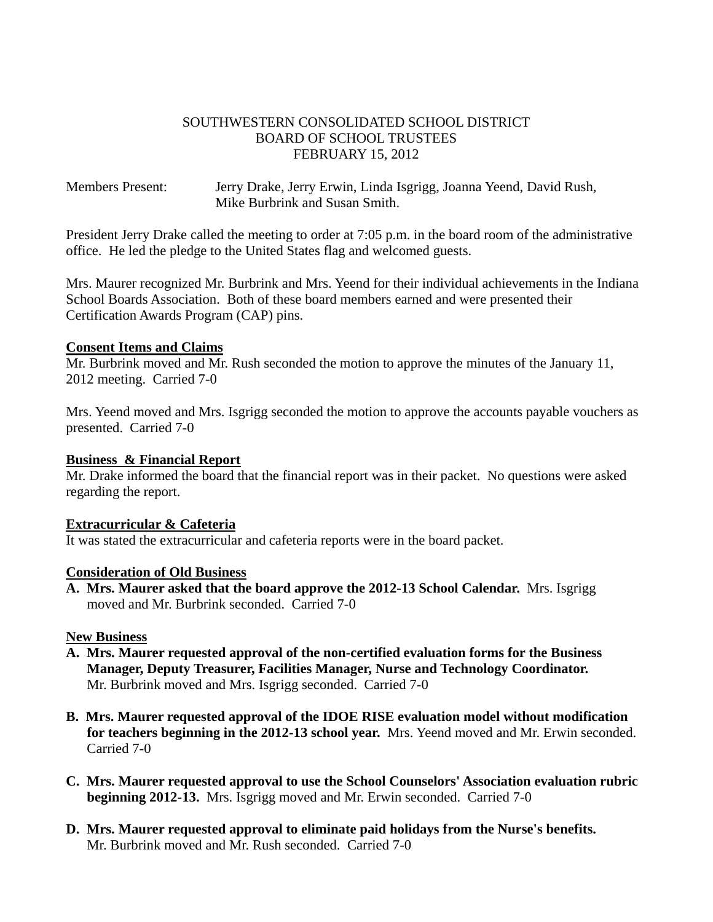SOUTHWESTERN CONSOLIDATED SCHOOL DISTRICT
BOARD OF SCHOOL TRUSTEES
FEBRUARY 15, 2012

Members Present: Jerry Drake, Jerry Erwin, Linda Isgrigg, Joanna Yeend, David Rush, Mike Burbrink and Susan Smith.

President Jerry Drake called the meeting to order at 7:05 p.m. in the board room of the administrative office. He led the pledge to the United States flag and welcomed guests.

Mrs. Maurer recognized Mr. Burbrink and Mrs. Yeend for their individual achievements in the Indiana School Boards Association. Both of these board members earned and were presented their Certification Awards Program (CAP) pins.

**Consent Items and Claims**

Mr. Burbrink moved and Mr. Rush seconded the motion to approve the minutes of the January 11, 2012 meeting. Carried 7-0

Mrs. Yeend moved and Mrs. Isgrigg seconded the motion to approve the accounts payable vouchers as presented. Carried 7-0

**Business & Financial Report**

Mr. Drake informed the board that the financial report was in their packet. No questions were asked regarding the report.

**Extracurricular & Cafeteria**

It was stated the extracurricular and cafeteria reports were in the board packet.

**Consideration of Old Business**

A. **Mrs. Maurer asked that the board approve the 2012-13 School Calendar.** Mrs. Isgrigg moved and Mr. Burbrink seconded. Carried 7-0

**New Business**

A. **Mrs. Maurer requested approval of the non-certified evaluation forms for the Business Manager, Deputy Treasurer, Facilities Manager, Nurse and Technology Coordinator.** Mr. Burbrink moved and Mrs. Isgrigg seconded. Carried 7-0

B. **Mrs. Maurer requested approval of the IDOE RISE evaluation model without modification for teachers beginning in the 2012-13 school year.** Mrs. Yeend moved and Mr. Erwin seconded. Carried 7-0

C. **Mrs. Maurer requested approval to use the School Counselors' Association evaluation rubric beginning 2012-13.** Mrs. Isgrigg moved and Mr. Erwin seconded. Carried 7-0

D. **Mrs. Maurer requested approval to eliminate paid holidays from the Nurse's benefits.** Mr. Burbrink moved and Mr. Rush seconded. Carried 7-0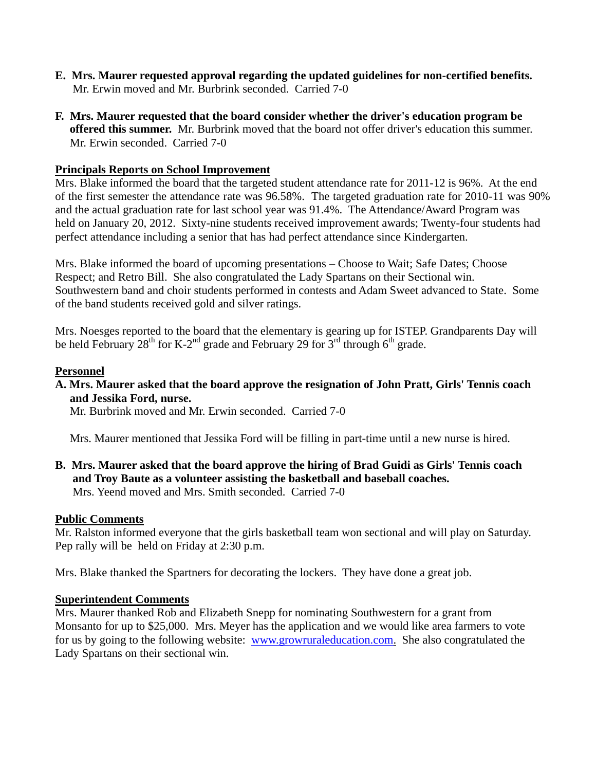**E. Mrs. Maurer requested approval regarding the updated guidelines for non-certified benefits.** Mr. Erwin moved and Mr. Burbrink seconded. Carried 7-0

**F. Mrs. Maurer requested that the board consider whether the driver's education program be offered this summer.** Mr. Burbrink moved that the board not offer driver's education this summer. Mr. Erwin seconded. Carried 7-0

## Principals Reports on School Improvement

Mrs. Blake informed the board that the targeted student attendance rate for 2011-12 is 96%. At the end of the first semester the attendance rate was 96.58%. The targeted graduation rate for 2010-11 was 90% and the actual graduation rate for last school year was 91.4%. The Attendance/Award Program was held on January 20, 2012. Sixty-nine students received improvement awards; Twenty-four students had perfect attendance including a senior that has had perfect attendance since Kindergarten.

Mrs. Blake informed the board of upcoming presentations – Choose to Wait; Safe Dates; Choose Respect; and Retro Bill. She also congratulated the Lady Spartans on their Sectional win. Southwestern band and choir students performed in contests and Adam Sweet advanced to State. Some of the band students received gold and silver ratings.

Mrs. Noesges reported to the board that the elementary is gearing up for ISTEP. Grandparents Day will be held February 28th for K-2nd grade and February 29 for 3rd through 6th grade.

## Personnel

**A. Mrs. Maurer asked that the board approve the resignation of John Pratt, Girls' Tennis coach and Jessika Ford, nurse.**
Mr. Burbrink moved and Mr. Erwin seconded. Carried 7-0

Mrs. Maurer mentioned that Jessika Ford will be filling in part-time until a new nurse is hired.

**B. Mrs. Maurer asked that the board approve the hiring of Brad Guidi as Girls' Tennis coach and Troy Baute as a volunteer assisting the basketball and baseball coaches.**
Mrs. Yeend moved and Mrs. Smith seconded. Carried 7-0

## Public Comments

Mr. Ralston informed everyone that the girls basketball team won sectional and will play on Saturday. Pep rally will be held on Friday at 2:30 p.m.

Mrs. Blake thanked the Spartners for decorating the lockers. They have done a great job.

## Superintendent Comments

Mrs. Maurer thanked Rob and Elizabeth Snepp for nominating Southwestern for a grant from Monsanto for up to $25,000. Mrs. Meyer has the application and we would like area farmers to vote for us by going to the following website: www.growruraleducation.com. She also congratulated the Lady Spartans on their sectional win.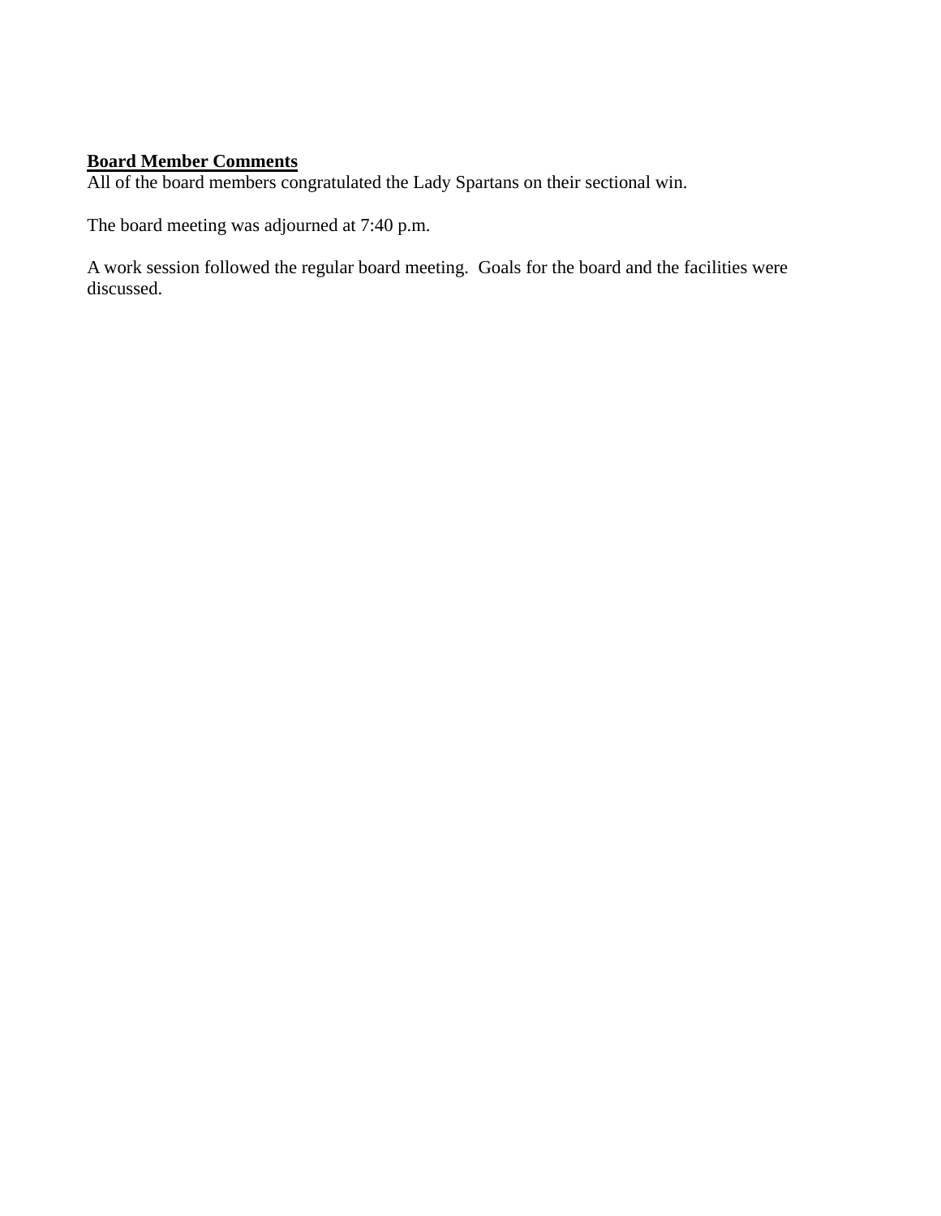**Board Member Comments**

All of the board members congratulated the Lady Spartans on their sectional win.

The board meeting was adjourned at 7:40 p.m.

A work session followed the regular board meeting. Goals for the board and the facilities were discussed.